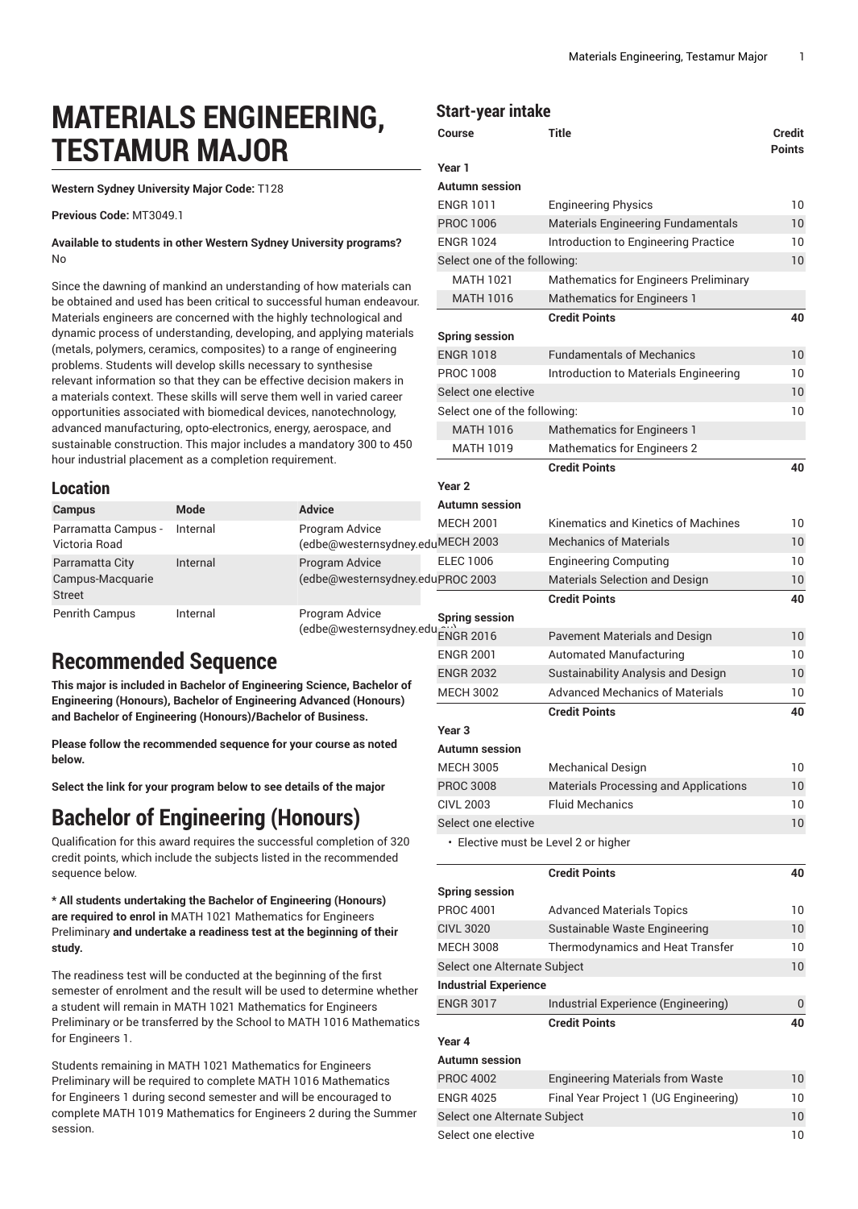# MATERIALS ENGINEERING, TESTAMUR MAJOR

**Western Sydney University Major Code:** T128

**Previous Code:** MT3049.1

**Available to students in other Western Sydney University programs?** No

Since the dawning of mankind an understanding of how materials can be obtained and used has been critical to successful human endeavour. Materials engineers are concerned with the highly technological and dynamic process of understanding, developing, and applying materials (metals, polymers, ceramics, composites) to a range of engineering problems. Students will develop skills necessary to synthesise relevant information so that they can be effective decision makers in a materials context. These skills will serve them well in varied career opportunities associated with biomedical devices, nanotechnology, advanced manufacturing, opto-electronics, energy, aerospace, and sustainable construction. This major includes a mandatory 300 to 450 hour industrial placement as a completion requirement.

## Location

| Campus | Mode | Advice |
|---|---|---|
| Parramatta Campus - Victoria Road | Internal | Program Advice (edbe@westernsydney.edu.au) |
| Parramatta City Campus-Macquarie Street | Internal | Program Advice (edbe@westernsydney.edu.au) |
| Penrith Campus | Internal | Program Advice (edbe@westernsydney.edu.au) |

# Recommended Sequence

**This major is included in Bachelor of Engineering Science, Bachelor of Engineering (Honours), Bachelor of Engineering Advanced (Honours) and Bachelor of Engineering (Honours)/Bachelor of Business.**

**Please follow the recommended sequence for your course as noted below.**

**Select the link for your program below to see details of the major**

# Bachelor of Engineering (Honours)

Qualification for this award requires the successful completion of 320 credit points, which include the subjects listed in the recommended sequence below.

**\* All students undertaking the Bachelor of Engineering (Honours) are required to enrol in** MATH 1021 Mathematics for Engineers Preliminary **and undertake a readiness test at the beginning of their study.**

The readiness test will be conducted at the beginning of the first semester of enrolment and the result will be used to determine whether a student will remain in MATH 1021 Mathematics for Engineers Preliminary or be transferred by the School to MATH 1016 Mathematics for Engineers 1.

Students remaining in MATH 1021 Mathematics for Engineers Preliminary will be required to complete MATH 1016 Mathematics for Engineers 1 during second semester and will be encouraged to complete MATH 1019 Mathematics for Engineers 2 during the Summer session.

## Start-year intake

| Course | Title | Credit Points |
|---|---|---|
| **Year 1** | | |
| **Autumn session** | | |
| ENGR 1011 | Engineering Physics | 10 |
| PROC 1006 | Materials Engineering Fundamentals | 10 |
| ENGR 1024 | Introduction to Engineering Practice | 10 |
| Select one of the following: | | 10 |
| MATH 1021 | Mathematics for Engineers Preliminary | |
| MATH 1016 | Mathematics for Engineers 1 | |
| | **Credit Points** | **40** |
| **Spring session** | | |
| ENGR 1018 | Fundamentals of Mechanics | 10 |
| PROC 1008 | Introduction to Materials Engineering | 10 |
| Select one elective | | 10 |
| Select one of the following: | | 10 |
| MATH 1016 | Mathematics for Engineers 1 | |
| MATH 1019 | Mathematics for Engineers 2 | |
| | **Credit Points** | **40** |
| **Year 2** | | |
| **Autumn session** | | |
| MECH 2001 | Kinematics and Kinetics of Machines | 10 |
| MECH 2003 | Mechanics of Materials | 10 |
| ELEC 1006 | Engineering Computing | 10 |
| PROC 2003 | Materials Selection and Design | 10 |
| | **Credit Points** | **40** |
| **Spring session** | | |
| ENGR 2016 | Pavement Materials and Design | 10 |
| ENGR 2001 | Automated Manufacturing | 10 |
| ENGR 2032 | Sustainability Analysis and Design | 10 |
| MECH 3002 | Advanced Mechanics of Materials | 10 |
| | **Credit Points** | **40** |
| **Year 3** | | |
| **Autumn session** | | |
| MECH 3005 | Mechanical Design | 10 |
| PROC 3008 | Materials Processing and Applications | 10 |
| CIVL 2003 | Fluid Mechanics | 10 |
| Select one elective | | 10 |
| • Elective must be Level 2 or higher | | |
| | **Credit Points** | **40** |
| **Spring session** | | |
| PROC 4001 | Advanced Materials Topics | 10 |
| CIVL 3020 | Sustainable Waste Engineering | 10 |
| MECH 3008 | Thermodynamics and Heat Transfer | 10 |
| Select one Alternate Subject | | 10 |
| **Industrial Experience** | | |
| ENGR 3017 | Industrial Experience (Engineering) | 0 |
| | **Credit Points** | **40** |
| **Year 4** | | |
| **Autumn session** | | |
| PROC 4002 | Engineering Materials from Waste | 10 |
| ENGR 4025 | Final Year Project 1 (UG Engineering) | 10 |
| Select one Alternate Subject | | 10 |
| Select one elective | | 10 |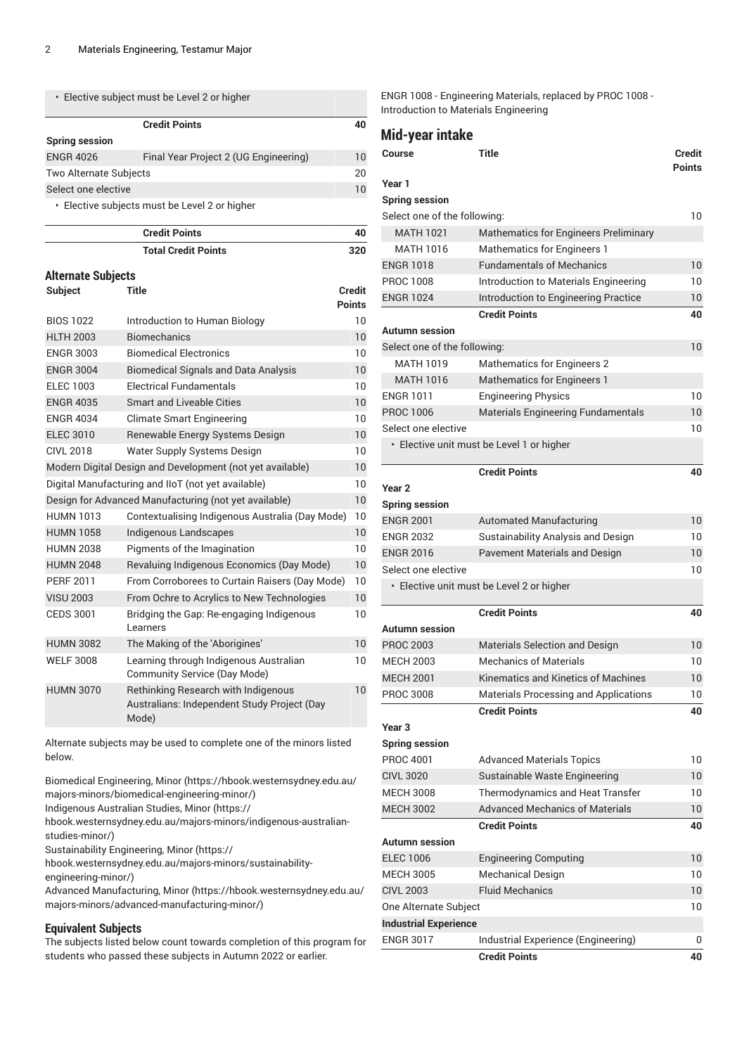| | | |
|---|---|---|
| • Elective subject must be Level 2 or higher | | |
| | **Credit Points** | **40** |
| **Spring session** | | |
| ENGR 4026 | Final Year Project 2 (UG Engineering) | 10 |
| Two Alternate Subjects | | 20 |
| Select one elective | | 10 |
| • Elective subjects must be Level 2 or higher | | |
| | **Credit Points** | **40** |
| | **Total Credit Points** | **320** |

## Alternate Subjects

| Subject | Title | Credit Points |
|---|---|---|
| BIOS 1022 | Introduction to Human Biology | 10 |
| HLTH 2003 | Biomechanics | 10 |
| ENGR 3003 | Biomedical Electronics | 10 |
| ENGR 3004 | Biomedical Signals and Data Analysis | 10 |
| ELEC 1003 | Electrical Fundamentals | 10 |
| ENGR 4035 | Smart and Liveable Cities | 10 |
| ENGR 4034 | Climate Smart Engineering | 10 |
| ELEC 3010 | Renewable Energy Systems Design | 10 |
| CIVL 2018 | Water Supply Systems Design | 10 |
| Modern Digital Design and Development (not yet available) | | 10 |
| Digital Manufacturing and IIoT (not yet available) | | 10 |
| Design for Advanced Manufacturing (not yet available) | | 10 |
| HUMN 1013 | Contextualising Indigenous Australia (Day Mode) | 10 |
| HUMN 1058 | Indigenous Landscapes | 10 |
| HUMN 2038 | Pigments of the Imagination | 10 |
| HUMN 2048 | Revaluing Indigenous Economics (Day Mode) | 10 |
| PERF 2011 | From Corroborees to Curtain Raisers (Day Mode) | 10 |
| VISU 2003 | From Ochre to Acrylics to New Technologies | 10 |
| CEDS 3001 | Bridging the Gap: Re-engaging Indigenous Learners | 10 |
| HUMN 3082 | The Making of the 'Aborigines' | 10 |
| WELF 3008 | Learning through Indigenous Australian Community Service (Day Mode) | 10 |
| HUMN 3070 | Rethinking Research with Indigenous Australians: Independent Study Project (Day Mode) | 10 |

Alternate subjects may be used to complete one of the minors listed below.

Biomedical Engineering, Minor (https://hbook.westernsydney.edu.au/majors-minors/biomedical-engineering-minor/)
Indigenous Australian Studies, Minor (https://hbook.westernsydney.edu.au/majors-minors/indigenous-australian-studies-minor/)
Sustainability Engineering, Minor (https://hbook.westernsydney.edu.au/majors-minors/sustainability-engineering-minor/)
Advanced Manufacturing, Minor (https://hbook.westernsydney.edu.au/majors-minors/advanced-manufacturing-minor/)

## Equivalent Subjects

The subjects listed below count towards completion of this program for students who passed these subjects in Autumn 2022 or earlier.

ENGR 1008 - Engineering Materials, replaced by PROC 1008 - Introduction to Materials Engineering

## Mid-year intake

| Course | Title | Credit Points |
|---|---|---|
| **Year 1** | | |
| **Spring session** | | |
| Select one of the following: | | 10 |
| MATH 1021 | Mathematics for Engineers Preliminary | |
| MATH 1016 | Mathematics for Engineers 1 | |
| ENGR 1018 | Fundamentals of Mechanics | 10 |
| PROC 1008 | Introduction to Materials Engineering | 10 |
| ENGR 1024 | Introduction to Engineering Practice | 10 |
| | **Credit Points** | **40** |
| **Autumn session** | | |
| Select one of the following: | | 10 |
| MATH 1019 | Mathematics for Engineers 2 | |
| MATH 1016 | Mathematics for Engineers 1 | |
| ENGR 1011 | Engineering Physics | 10 |
| PROC 1006 | Materials Engineering Fundamentals | 10 |
| Select one elective | | 10 |
| • Elective unit must be Level 1 or higher | | |
| | **Credit Points** | **40** |
| **Year 2** | | |
| **Spring session** | | |
| ENGR 2001 | Automated Manufacturing | 10 |
| ENGR 2032 | Sustainability Analysis and Design | 10 |
| ENGR 2016 | Pavement Materials and Design | 10 |
| Select one elective | | 10 |
| • Elective unit must be Level 2 or higher | | |
| | **Credit Points** | **40** |
| **Autumn session** | | |
| PROC 2003 | Materials Selection and Design | 10 |
| MECH 2003 | Mechanics of Materials | 10 |
| MECH 2001 | Kinematics and Kinetics of Machines | 10 |
| PROC 3008 | Materials Processing and Applications | 10 |
| | **Credit Points** | **40** |
| **Year 3** | | |
| **Spring session** | | |
| PROC 4001 | Advanced Materials Topics | 10 |
| CIVL 3020 | Sustainable Waste Engineering | 10 |
| MECH 3008 | Thermodynamics and Heat Transfer | 10 |
| MECH 3002 | Advanced Mechanics of Materials | 10 |
| | **Credit Points** | **40** |
| **Autumn session** | | |
| ELEC 1006 | Engineering Computing | 10 |
| MECH 3005 | Mechanical Design | 10 |
| CIVL 2003 | Fluid Mechanics | 10 |
| One Alternate Subject | | 10 |
| **Industrial Experience** | | |
| ENGR 3017 | Industrial Experience (Engineering) | 0 |
| | **Credit Points** | **40** |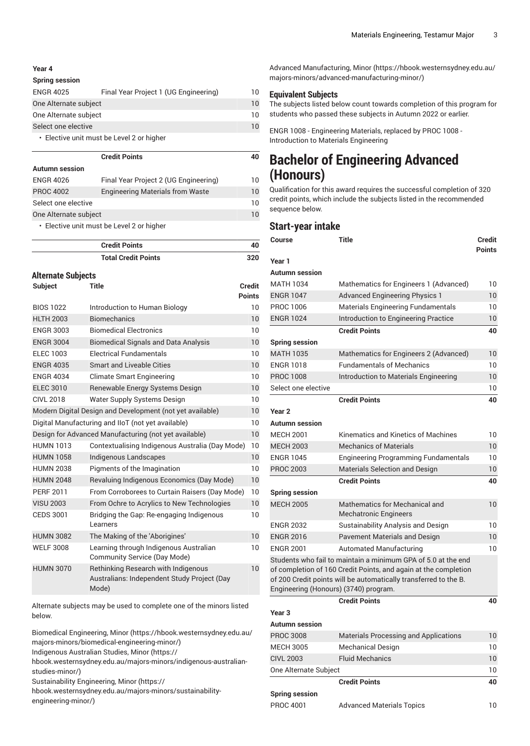### Year 4

**Spring session**

| | | |
|---|---|---|
| ENGR 4025 | Final Year Project 1 (UG Engineering) | 10 |
| One Alternate subject | | 10 |
| One Alternate subject | | 10 |
| Select one elective | | 10 |
| • Elective unit must be Level 2 or higher | | |
| | **Credit Points** | **40** |

**Autumn session**

| | | |
|---|---|---|
| ENGR 4026 | Final Year Project 2 (UG Engineering) | 10 |
| PROC 4002 | Engineering Materials from Waste | 10 |
| Select one elective | | 10 |
| One Alternate subject | | 10 |
| • Elective unit must be Level 2 or higher | | |
| | **Credit Points** | **40** |
| | **Total Credit Points** | **320** |

## Alternate Subjects

| Subject | Title | Credit Points |
|---|---|---|
| BIOS 1022 | Introduction to Human Biology | 10 |
| HLTH 2003 | Biomechanics | 10 |
| ENGR 3003 | Biomedical Electronics | 10 |
| ENGR 3004 | Biomedical Signals and Data Analysis | 10 |
| ELEC 1003 | Electrical Fundamentals | 10 |
| ENGR 4035 | Smart and Liveable Cities | 10 |
| ENGR 4034 | Climate Smart Engineering | 10 |
| ELEC 3010 | Renewable Energy Systems Design | 10 |
| CIVL 2018 | Water Supply Systems Design | 10 |
| Modern Digital Design and Development (not yet available) | | 10 |
| Digital Manufacturing and IIoT (not yet available) | | 10 |
| Design for Advanced Manufacturing (not yet available) | | 10 |
| HUMN 1013 | Contextualising Indigenous Australia (Day Mode) | 10 |
| HUMN 1058 | Indigenous Landscapes | 10 |
| HUMN 2038 | Pigments of the Imagination | 10 |
| HUMN 2048 | Revaluing Indigenous Economics (Day Mode) | 10 |
| PERF 2011 | From Corroborees to Curtain Raisers (Day Mode) | 10 |
| VISU 2003 | From Ochre to Acrylics to New Technologies | 10 |
| CEDS 3001 | Bridging the Gap: Re-engaging Indigenous Learners | 10 |
| HUMN 3082 | The Making of the 'Aborigines' | 10 |
| WELF 3008 | Learning through Indigenous Australian Community Service (Day Mode) | 10 |
| HUMN 3070 | Rethinking Research with Indigenous Australians: Independent Study Project (Day Mode) | 10 |

Alternate subjects may be used to complete one of the minors listed below.

Biomedical Engineering, Minor (https://hbook.westernsydney.edu.au/majors-minors/biomedical-engineering-minor/)
Indigenous Australian Studies, Minor (https://hbook.westernsydney.edu.au/majors-minors/indigenous-australian-studies-minor/)
Sustainability Engineering, Minor (https://hbook.westernsydney.edu.au/majors-minors/sustainability-engineering-minor/)
Advanced Manufacturing, Minor (https://hbook.westernsydney.edu.au/majors-minors/advanced-manufacturing-minor/)

### Equivalent Subjects

The subjects listed below count towards completion of this program for students who passed these subjects in Autumn 2022 or earlier.

ENGR 1008 - Engineering Materials, replaced by PROC 1008 - Introduction to Materials Engineering

# Bachelor of Engineering Advanced (Honours)

Qualification for this award requires the successful completion of 320 credit points, which include the subjects listed in the recommended sequence below.

## Start-year intake

| Course | Title | Credit Points |
|---|---|---|
| **Year 1** | | |
| **Autumn session** | | |
| MATH 1034 | Mathematics for Engineers 1 (Advanced) | 10 |
| ENGR 1047 | Advanced Engineering Physics 1 | 10 |
| PROC 1006 | Materials Engineering Fundamentals | 10 |
| ENGR 1024 | Introduction to Engineering Practice | 10 |
| | **Credit Points** | **40** |
| **Spring session** | | |
| MATH 1035 | Mathematics for Engineers 2 (Advanced) | 10 |
| ENGR 1018 | Fundamentals of Mechanics | 10 |
| PROC 1008 | Introduction to Materials Engineering | 10 |
| Select one elective | | 10 |
| | **Credit Points** | **40** |
| **Year 2** | | |
| **Autumn session** | | |
| MECH 2001 | Kinematics and Kinetics of Machines | 10 |
| MECH 2003 | Mechanics of Materials | 10 |
| ENGR 1045 | Engineering Programming Fundamentals | 10 |
| PROC 2003 | Materials Selection and Design | 10 |
| | **Credit Points** | **40** |
| **Spring session** | | |
| MECH 2005 | Mathematics for Mechanical and Mechatronic Engineers | 10 |
| ENGR 2032 | Sustainability Analysis and Design | 10 |
| ENGR 2016 | Pavement Materials and Design | 10 |
| ENGR 2001 | Automated Manufacturing | 10 |
| Students who fail to maintain a minimum GPA of 5.0 at the end of completion of 160 Credit Points, and again at the completion of 200 Credit points will be automatically transferred to the B. Engineering (Honours) (3740) program. | | |
| | **Credit Points** | **40** |
| **Year 3** | | |
| **Autumn session** | | |
| PROC 3008 | Materials Processing and Applications | 10 |
| MECH 3005 | Mechanical Design | 10 |
| CIVL 2003 | Fluid Mechanics | 10 |
| One Alternate Subject | | 10 |
| | **Credit Points** | **40** |
| **Spring session** | | |
| PROC 4001 | Advanced Materials Topics | 10 |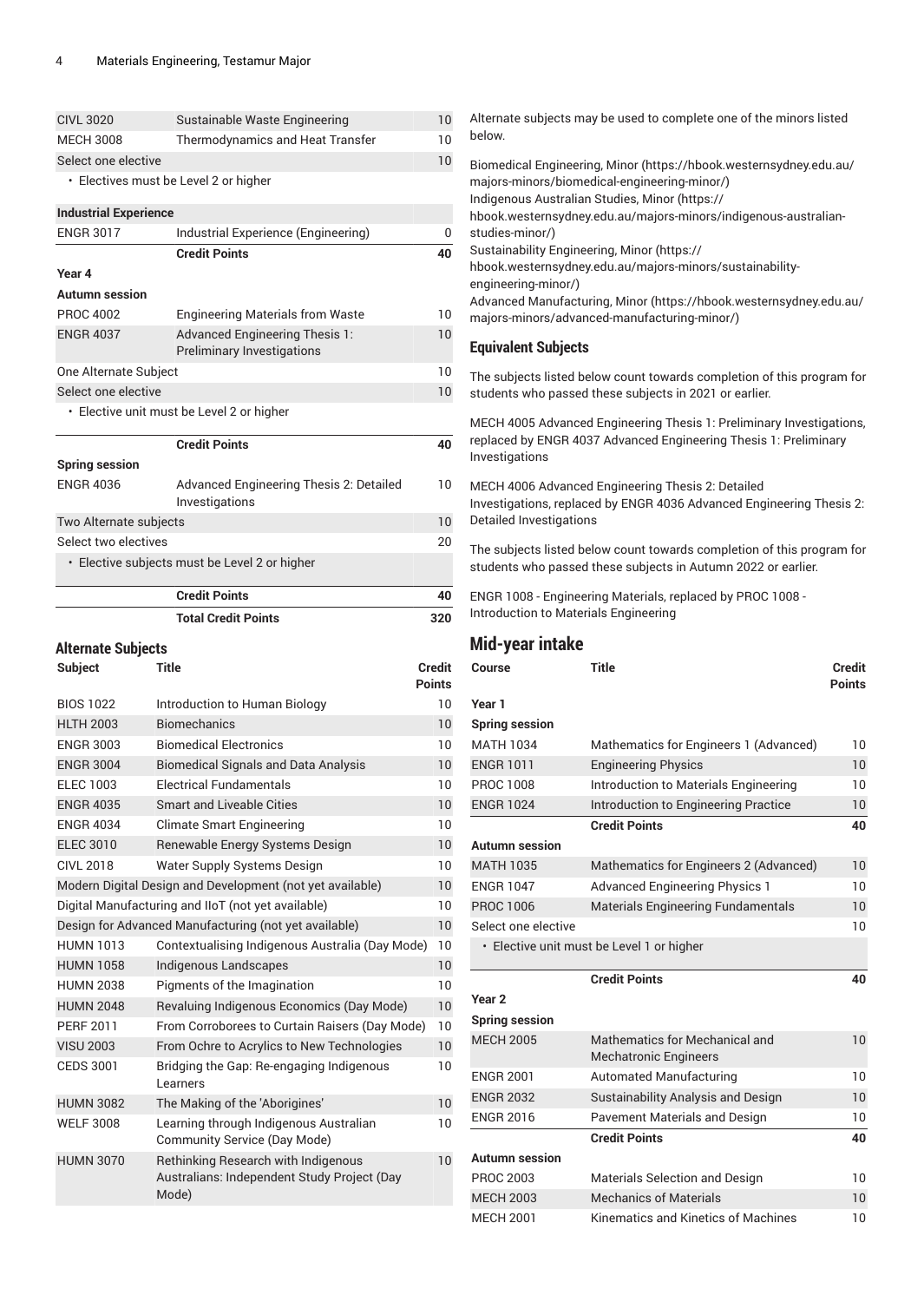| | | |
|---|---|---|
| CIVL 3020 | Sustainable Waste Engineering | 10 |
| MECH 3008 | Thermodynamics and Heat Transfer | 10 |
| Select one elective | | 10 |
| • Electives must be Level 2 or higher | | |
| **Industrial Experience** | | |
| ENGR 3017 | Industrial Experience (Engineering) | 0 |
| | **Credit Points** | **40** |
| **Year 4** | | |
| **Autumn session** | | |
| PROC 4002 | Engineering Materials from Waste | 10 |
| ENGR 4037 | Advanced Engineering Thesis 1: Preliminary Investigations | 10 |
| One Alternate Subject | | 10 |
| Select one elective | | 10 |
| • Elective unit must be Level 2 or higher | | |
| | **Credit Points** | **40** |
| **Spring session** | | |
| ENGR 4036 | Advanced Engineering Thesis 2: Detailed Investigations | 10 |
| Two Alternate subjects | | 10 |
| Select two electives | | 20 |
| • Elective subjects must be Level 2 or higher | | |
| | **Credit Points** | **40** |
| | **Total Credit Points** | **320** |

## Alternate Subjects

| Subject | Title | Credit Points |
|---|---|---|
| BIOS 1022 | Introduction to Human Biology | 10 |
| HLTH 2003 | Biomechanics | 10 |
| ENGR 3003 | Biomedical Electronics | 10 |
| ENGR 3004 | Biomedical Signals and Data Analysis | 10 |
| ELEC 1003 | Electrical Fundamentals | 10 |
| ENGR 4035 | Smart and Liveable Cities | 10 |
| ENGR 4034 | Climate Smart Engineering | 10 |
| ELEC 3010 | Renewable Energy Systems Design | 10 |
| CIVL 2018 | Water Supply Systems Design | 10 |
| Modern Digital Design and Development (not yet available) | | 10 |
| Digital Manufacturing and IIoT (not yet available) | | 10 |
| Design for Advanced Manufacturing (not yet available) | | 10 |
| HUMN 1013 | Contextualising Indigenous Australia (Day Mode) | 10 |
| HUMN 1058 | Indigenous Landscapes | 10 |
| HUMN 2038 | Pigments of the Imagination | 10 |
| HUMN 2048 | Revaluing Indigenous Economics (Day Mode) | 10 |
| PERF 2011 | From Corroborees to Curtain Raisers (Day Mode) | 10 |
| VISU 2003 | From Ochre to Acrylics to New Technologies | 10 |
| CEDS 3001 | Bridging the Gap: Re-engaging Indigenous Learners | 10 |
| HUMN 3082 | The Making of the 'Aborigines' | 10 |
| WELF 3008 | Learning through Indigenous Australian Community Service (Day Mode) | 10 |
| HUMN 3070 | Rethinking Research with Indigenous Australians: Independent Study Project (Day Mode) | 10 |

Alternate subjects may be used to complete one of the minors listed below.

Biomedical Engineering, Minor (https://hbook.westernsydney.edu.au/majors-minors/biomedical-engineering-minor/)
Indigenous Australian Studies, Minor (https://hbook.westernsydney.edu.au/majors-minors/indigenous-australian-studies-minor/)
Sustainability Engineering, Minor (https://hbook.westernsydney.edu.au/majors-minors/sustainability-engineering-minor/)
Advanced Manufacturing, Minor (https://hbook.westernsydney.edu.au/majors-minors/advanced-manufacturing-minor/)

### Equivalent Subjects

The subjects listed below count towards completion of this program for students who passed these subjects in 2021 or earlier.

MECH 4005 Advanced Engineering Thesis 1: Preliminary Investigations, replaced by ENGR 4037 Advanced Engineering Thesis 1: Preliminary Investigations

MECH 4006 Advanced Engineering Thesis 2: Detailed Investigations, replaced by ENGR 4036 Advanced Engineering Thesis 2: Detailed Investigations

The subjects listed below count towards completion of this program for students who passed these subjects in Autumn 2022 or earlier.

ENGR 1008 - Engineering Materials, replaced by PROC 1008 - Introduction to Materials Engineering

## Mid-year intake

| Course | Title | Credit Points |
|---|---|---|
| **Year 1** | | |
| **Spring session** | | |
| MATH 1034 | Mathematics for Engineers 1 (Advanced) | 10 |
| ENGR 1011 | Engineering Physics | 10 |
| PROC 1008 | Introduction to Materials Engineering | 10 |
| ENGR 1024 | Introduction to Engineering Practice | 10 |
| | **Credit Points** | **40** |
| **Autumn session** | | |
| MATH 1035 | Mathematics for Engineers 2 (Advanced) | 10 |
| ENGR 1047 | Advanced Engineering Physics 1 | 10 |
| PROC 1006 | Materials Engineering Fundamentals | 10 |
| Select one elective | | 10 |
| • Elective unit must be Level 1 or higher | | |
| | **Credit Points** | **40** |
| **Year 2** | | |
| **Spring session** | | |
| MECH 2005 | Mathematics for Mechanical and Mechatronic Engineers | 10 |
| ENGR 2001 | Automated Manufacturing | 10 |
| ENGR 2032 | Sustainability Analysis and Design | 10 |
| ENGR 2016 | Pavement Materials and Design | 10 |
| | **Credit Points** | **40** |
| **Autumn session** | | |
| PROC 2003 | Materials Selection and Design | 10 |
| MECH 2003 | Mechanics of Materials | 10 |
| MECH 2001 | Kinematics and Kinetics of Machines | 10 |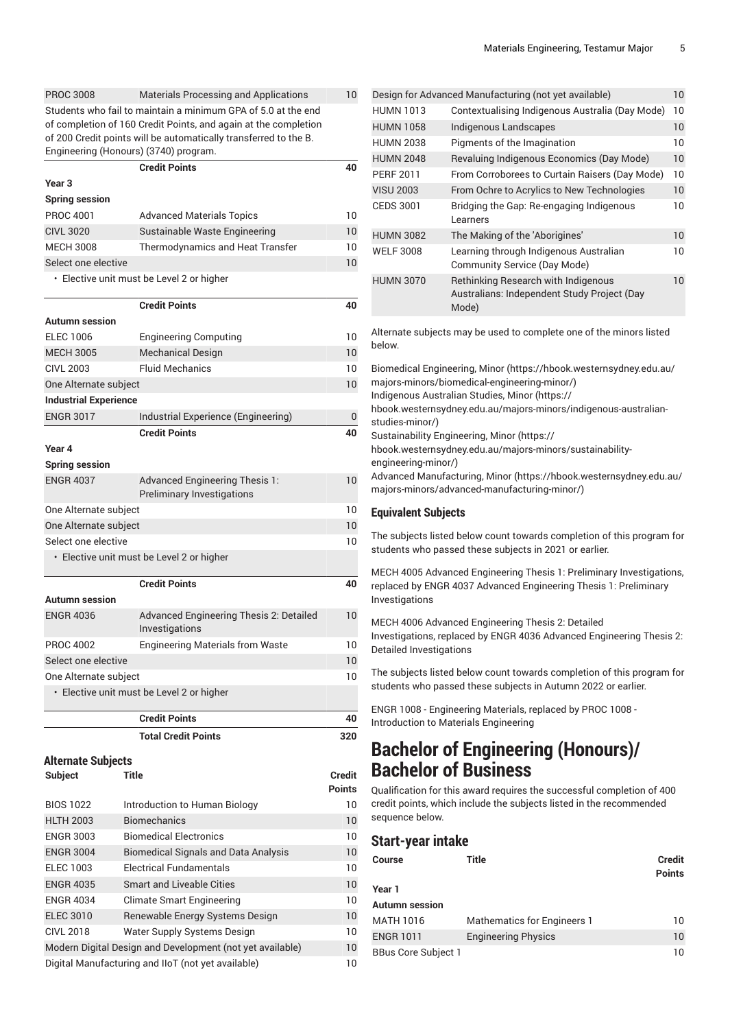| Course | Title | Credit Points |
|---|---|---|
| PROC 3008 | Materials Processing and Applications | 10 |

Students who fail to maintain a minimum GPA of 5.0 at the end of completion of 160 Credit Points, and again at the completion of 200 Credit points will be automatically transferred to the B. Engineering (Honours) (3740) program.

| Course | Title | Credit Points |
|---|---|---|
| | **Credit Points** | **40** |
| **Year 3** | | |
| **Spring session** | | |
| PROC 4001 | Advanced Materials Topics | 10 |
| CIVL 3020 | Sustainable Waste Engineering | 10 |
| MECH 3008 | Thermodynamics and Heat Transfer | 10 |
| Select one elective | | 10 |
| • Elective unit must be Level 2 or higher | | |
| | **Credit Points** | **40** |
| **Autumn session** | | |
| ELEC 1006 | Engineering Computing | 10 |
| MECH 3005 | Mechanical Design | 10 |
| CIVL 2003 | Fluid Mechanics | 10 |
| One Alternate subject | | 10 |
| **Industrial Experience** | | |
| ENGR 3017 | Industrial Experience (Engineering) | 0 |
| | **Credit Points** | **40** |
| **Year 4** | | |
| **Spring session** | | |
| ENGR 4037 | Advanced Engineering Thesis 1: Preliminary Investigations | 10 |
| One Alternate subject | | 10 |
| One Alternate subject | | 10 |
| Select one elective | | 10 |
| • Elective unit must be Level 2 or higher | | |
| | **Credit Points** | **40** |
| **Autumn session** | | |
| ENGR 4036 | Advanced Engineering Thesis 2: Detailed Investigations | 10 |
| PROC 4002 | Engineering Materials from Waste | 10 |
| Select one elective | | 10 |
| One Alternate subject | | 10 |
| • Elective unit must be Level 2 or higher | | |
| | **Credit Points** | **40** |
| | **Total Credit Points** | **320** |

### Alternate Subjects

| Subject | Title | Credit Points |
|---|---|---|
| BIOS 1022 | Introduction to Human Biology | 10 |
| HLTH 2003 | Biomechanics | 10 |
| ENGR 3003 | Biomedical Electronics | 10 |
| ENGR 3004 | Biomedical Signals and Data Analysis | 10 |
| ELEC 1003 | Electrical Fundamentals | 10 |
| ENGR 4035 | Smart and Liveable Cities | 10 |
| ENGR 4034 | Climate Smart Engineering | 10 |
| ELEC 3010 | Renewable Energy Systems Design | 10 |
| CIVL 2018 | Water Supply Systems Design | 10 |
| Modern Digital Design and Development (not yet available) | | 10 |
| Digital Manufacturing and IIoT (not yet available) | | 10 |
| Design for Advanced Manufacturing (not yet available) | | 10 |
| HUMN 1013 | Contextualising Indigenous Australia (Day Mode) | 10 |
| HUMN 1058 | Indigenous Landscapes | 10 |
| HUMN 2038 | Pigments of the Imagination | 10 |
| HUMN 2048 | Revaluing Indigenous Economics (Day Mode) | 10 |
| PERF 2011 | From Corroborees to Curtain Raisers (Day Mode) | 10 |
| VISU 2003 | From Ochre to Acrylics to New Technologies | 10 |
| CEDS 3001 | Bridging the Gap: Re-engaging Indigenous Learners | 10 |
| HUMN 3082 | The Making of the 'Aborigines' | 10 |
| WELF 3008 | Learning through Indigenous Australian Community Service (Day Mode) | 10 |
| HUMN 3070 | Rethinking Research with Indigenous Australians: Independent Study Project (Day Mode) | 10 |

Alternate subjects may be used to complete one of the minors listed below.

Biomedical Engineering, Minor (https://hbook.westernsydney.edu.au/majors-minors/biomedical-engineering-minor/)
Indigenous Australian Studies, Minor (https://hbook.westernsydney.edu.au/majors-minors/indigenous-australian-studies-minor/)
Sustainability Engineering, Minor (https://hbook.westernsydney.edu.au/majors-minors/sustainability-engineering-minor/)
Advanced Manufacturing, Minor (https://hbook.westernsydney.edu.au/majors-minors/advanced-manufacturing-minor/)

### Equivalent Subjects

The subjects listed below count towards completion of this program for students who passed these subjects in 2021 or earlier.

MECH 4005 Advanced Engineering Thesis 1: Preliminary Investigations, replaced by ENGR 4037 Advanced Engineering Thesis 1: Preliminary Investigations

MECH 4006 Advanced Engineering Thesis 2: Detailed Investigations, replaced by ENGR 4036 Advanced Engineering Thesis 2: Detailed Investigations

The subjects listed below count towards completion of this program for students who passed these subjects in Autumn 2022 or earlier.

ENGR 1008 - Engineering Materials, replaced by PROC 1008 - Introduction to Materials Engineering

# Bachelor of Engineering (Honours)/ Bachelor of Business

Qualification for this award requires the successful completion of 400 credit points, which include the subjects listed in the recommended sequence below.

## Start-year intake

| Course | Title | Credit Points |
|---|---|---|
| **Year 1** | | |
| **Autumn session** | | |
| MATH 1016 | Mathematics for Engineers 1 | 10 |
| ENGR 1011 | Engineering Physics | 10 |
| BBus Core Subject 1 | | 10 |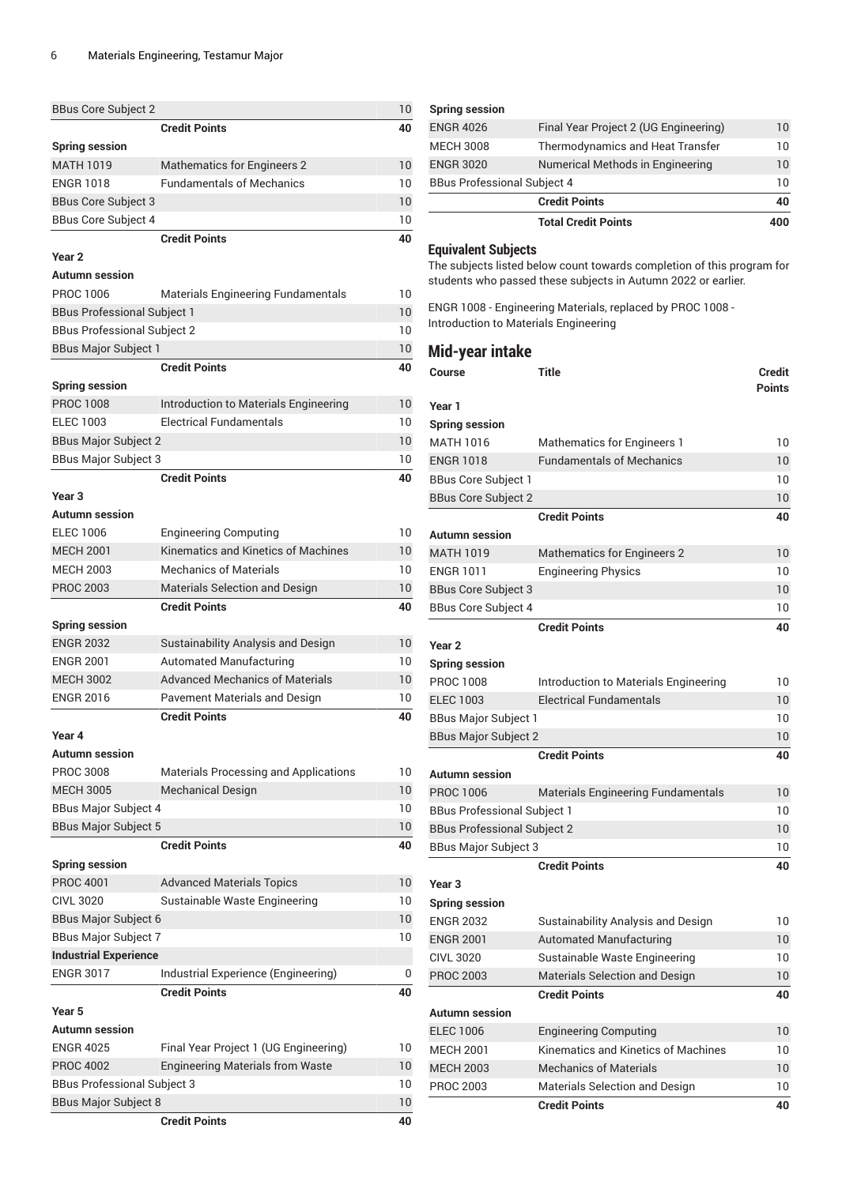| | | |
|---|---|---|
| BBus Core Subject 2 | | 10 |
| | **Credit Points** | **40** |
| **Spring session** | | |
| MATH 1019 | Mathematics for Engineers 2 | 10 |
| ENGR 1018 | Fundamentals of Mechanics | 10 |
| BBus Core Subject 3 | | 10 |
| BBus Core Subject 4 | | 10 |
| | **Credit Points** | **40** |
| **Year 2** | | |
| **Autumn session** | | |
| PROC 1006 | Materials Engineering Fundamentals | 10 |
| BBus Professional Subject 1 | | 10 |
| BBus Professional Subject 2 | | 10 |
| BBus Major Subject 1 | | 10 |
| | **Credit Points** | **40** |
| **Spring session** | | |
| PROC 1008 | Introduction to Materials Engineering | 10 |
| ELEC 1003 | Electrical Fundamentals | 10 |
| BBus Major Subject 2 | | 10 |
| BBus Major Subject 3 | | 10 |
| | **Credit Points** | **40** |
| **Year 3** | | |
| **Autumn session** | | |
| ELEC 1006 | Engineering Computing | 10 |
| MECH 2001 | Kinematics and Kinetics of Machines | 10 |
| MECH 2003 | Mechanics of Materials | 10 |
| PROC 2003 | Materials Selection and Design | 10 |
| | **Credit Points** | **40** |
| **Spring session** | | |
| ENGR 2032 | Sustainability Analysis and Design | 10 |
| ENGR 2001 | Automated Manufacturing | 10 |
| MECH 3002 | Advanced Mechanics of Materials | 10 |
| ENGR 2016 | Pavement Materials and Design | 10 |
| | **Credit Points** | **40** |
| **Year 4** | | |
| **Autumn session** | | |
| PROC 3008 | Materials Processing and Applications | 10 |
| MECH 3005 | Mechanical Design | 10 |
| BBus Major Subject 4 | | 10 |
| BBus Major Subject 5 | | 10 |
| | **Credit Points** | **40** |
| **Spring session** | | |
| PROC 4001 | Advanced Materials Topics | 10 |
| CIVL 3020 | Sustainable Waste Engineering | 10 |
| BBus Major Subject 6 | | 10 |
| BBus Major Subject 7 | | 10 |
| **Industrial Experience** | | |
| ENGR 3017 | Industrial Experience (Engineering) | 0 |
| | **Credit Points** | **40** |
| **Year 5** | | |
| **Autumn session** | | |
| ENGR 4025 | Final Year Project 1 (UG Engineering) | 10 |
| PROC 4002 | Engineering Materials from Waste | 10 |
| BBus Professional Subject 3 | | 10 |
| BBus Major Subject 8 | | 10 |
| | **Credit Points** | **40** |
| **Spring session** | | |
| ENGR 4026 | Final Year Project 2 (UG Engineering) | 10 |
| MECH 3008 | Thermodynamics and Heat Transfer | 10 |
| ENGR 3020 | Numerical Methods in Engineering | 10 |
| BBus Professional Subject 4 | | 10 |
| | **Credit Points** | **40** |
| | **Total Credit Points** | **400** |

## Equivalent Subjects

The subjects listed below count towards completion of this program for students who passed these subjects in Autumn 2022 or earlier.

ENGR 1008 - Engineering Materials, replaced by PROC 1008 - Introduction to Materials Engineering

## Mid-year intake

| Course | Title | Credit Points |
|---|---|---|
| **Year 1** | | |
| **Spring session** | | |
| MATH 1016 | Mathematics for Engineers 1 | 10 |
| ENGR 1018 | Fundamentals of Mechanics | 10 |
| BBus Core Subject 1 | | 10 |
| BBus Core Subject 2 | | 10 |
| | **Credit Points** | **40** |
| **Autumn session** | | |
| MATH 1019 | Mathematics for Engineers 2 | 10 |
| ENGR 1011 | Engineering Physics | 10 |
| BBus Core Subject 3 | | 10 |
| BBus Core Subject 4 | | 10 |
| | **Credit Points** | **40** |
| **Year 2** | | |
| **Spring session** | | |
| PROC 1008 | Introduction to Materials Engineering | 10 |
| ELEC 1003 | Electrical Fundamentals | 10 |
| BBus Major Subject 1 | | 10 |
| BBus Major Subject 2 | | 10 |
| | **Credit Points** | **40** |
| **Autumn session** | | |
| PROC 1006 | Materials Engineering Fundamentals | 10 |
| BBus Professional Subject 1 | | 10 |
| BBus Professional Subject 2 | | 10 |
| BBus Major Subject 3 | | 10 |
| | **Credit Points** | **40** |
| **Year 3** | | |
| **Spring session** | | |
| ENGR 2032 | Sustainability Analysis and Design | 10 |
| ENGR 2001 | Automated Manufacturing | 10 |
| CIVL 3020 | Sustainable Waste Engineering | 10 |
| PROC 2003 | Materials Selection and Design | 10 |
| | **Credit Points** | **40** |
| **Autumn session** | | |
| ELEC 1006 | Engineering Computing | 10 |
| MECH 2001 | Kinematics and Kinetics of Machines | 10 |
| MECH 2003 | Mechanics of Materials | 10 |
| PROC 2003 | Materials Selection and Design | 10 |
| | **Credit Points** | **40** |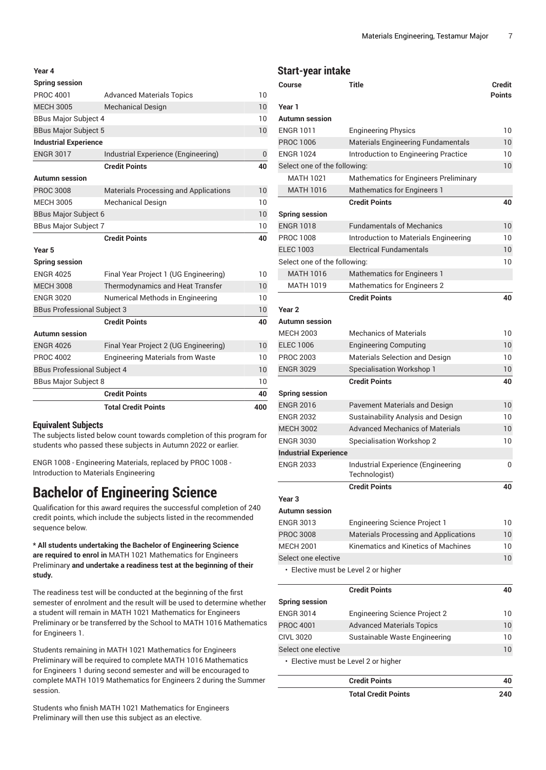| | | |
|---|---|---|
| **Year 4** | | |
| **Spring session** | | |
| PROC 4001 | Advanced Materials Topics | 10 |
| MECH 3005 | Mechanical Design | 10 |
| BBus Major Subject 4 | | 10 |
| BBus Major Subject 5 | | 10 |
| **Industrial Experience** | | |
| ENGR 3017 | Industrial Experience (Engineering) | 0 |
| | **Credit Points** | **40** |
| **Autumn session** | | |
| PROC 3008 | Materials Processing and Applications | 10 |
| MECH 3005 | Mechanical Design | 10 |
| BBus Major Subject 6 | | 10 |
| BBus Major Subject 7 | | 10 |
| | **Credit Points** | **40** |
| **Year 5** | | |
| **Spring session** | | |
| ENGR 4025 | Final Year Project 1 (UG Engineering) | 10 |
| MECH 3008 | Thermodynamics and Heat Transfer | 10 |
| ENGR 3020 | Numerical Methods in Engineering | 10 |
| BBus Professional Subject 3 | | 10 |
| | **Credit Points** | **40** |
| **Autumn session** | | |
| ENGR 4026 | Final Year Project 2 (UG Engineering) | 10 |
| PROC 4002 | Engineering Materials from Waste | 10 |
| BBus Professional Subject 4 | | 10 |
| BBus Major Subject 8 | | 10 |
| | **Credit Points** | **40** |
| | **Total Credit Points** | **400** |

### Equivalent Subjects

The subjects listed below count towards completion of this program for students who passed these subjects in Autumn 2022 or earlier.

ENGR 1008 - Engineering Materials, replaced by PROC 1008 - Introduction to Materials Engineering

# Bachelor of Engineering Science

Qualification for this award requires the successful completion of 240 credit points, which include the subjects listed in the recommended sequence below.

**\* All students undertaking the Bachelor of Engineering Science are required to enrol in** MATH 1021 Mathematics for Engineers Preliminary **and undertake a readiness test at the beginning of their study.**

The readiness test will be conducted at the beginning of the first semester of enrolment and the result will be used to determine whether a student will remain in MATH 1021 Mathematics for Engineers Preliminary or be transferred by the School to MATH 1016 Mathematics for Engineers 1.

Students remaining in MATH 1021 Mathematics for Engineers Preliminary will be required to complete MATH 1016 Mathematics for Engineers 1 during second semester and will be encouraged to complete MATH 1019 Mathematics for Engineers 2 during the Summer session.

Students who finish MATH 1021 Mathematics for Engineers Preliminary will then use this subject as an elective.

## Start-year intake

| Course | Title | Credit Points |
|---|---|---|
| **Year 1** | | |
| **Autumn session** | | |
| ENGR 1011 | Engineering Physics | 10 |
| PROC 1006 | Materials Engineering Fundamentals | 10 |
| ENGR 1024 | Introduction to Engineering Practice | 10 |
| Select one of the following: | | 10 |
| MATH 1021 | Mathematics for Engineers Preliminary | |
| MATH 1016 | Mathematics for Engineers 1 | |
| | **Credit Points** | **40** |
| **Spring session** | | |
| ENGR 1018 | Fundamentals of Mechanics | 10 |
| PROC 1008 | Introduction to Materials Engineering | 10 |
| ELEC 1003 | Electrical Fundamentals | 10 |
| Select one of the following: | | 10 |
| MATH 1016 | Mathematics for Engineers 1 | |
| MATH 1019 | Mathematics for Engineers 2 | |
| | **Credit Points** | **40** |
| **Year 2** | | |
| **Autumn session** | | |
| MECH 2003 | Mechanics of Materials | 10 |
| ELEC 1006 | Engineering Computing | 10 |
| PROC 2003 | Materials Selection and Design | 10 |
| ENGR 3029 | Specialisation Workshop 1 | 10 |
| | **Credit Points** | **40** |
| **Spring session** | | |
| ENGR 2016 | Pavement Materials and Design | 10 |
| ENGR 2032 | Sustainability Analysis and Design | 10 |
| MECH 3002 | Advanced Mechanics of Materials | 10 |
| ENGR 3030 | Specialisation Workshop 2 | 10 |
| **Industrial Experience** | | |
| ENGR 2033 | Industrial Experience (Engineering Technologist) | 0 |
| | **Credit Points** | **40** |
| **Year 3** | | |
| **Autumn session** | | |
| ENGR 3013 | Engineering Science Project 1 | 10 |
| PROC 3008 | Materials Processing and Applications | 10 |
| MECH 2001 | Kinematics and Kinetics of Machines | 10 |
| Select one elective | | 10 |
| • Elective must be Level 2 or higher | | |
| | **Credit Points** | **40** |
| **Spring session** | | |
| ENGR 3014 | Engineering Science Project 2 | 10 |
| PROC 4001 | Advanced Materials Topics | 10 |
| CIVL 3020 | Sustainable Waste Engineering | 10 |
| Select one elective | | 10 |
| • Elective must be Level 2 or higher | | |
| | **Credit Points** | **40** |
| | **Total Credit Points** | **240** |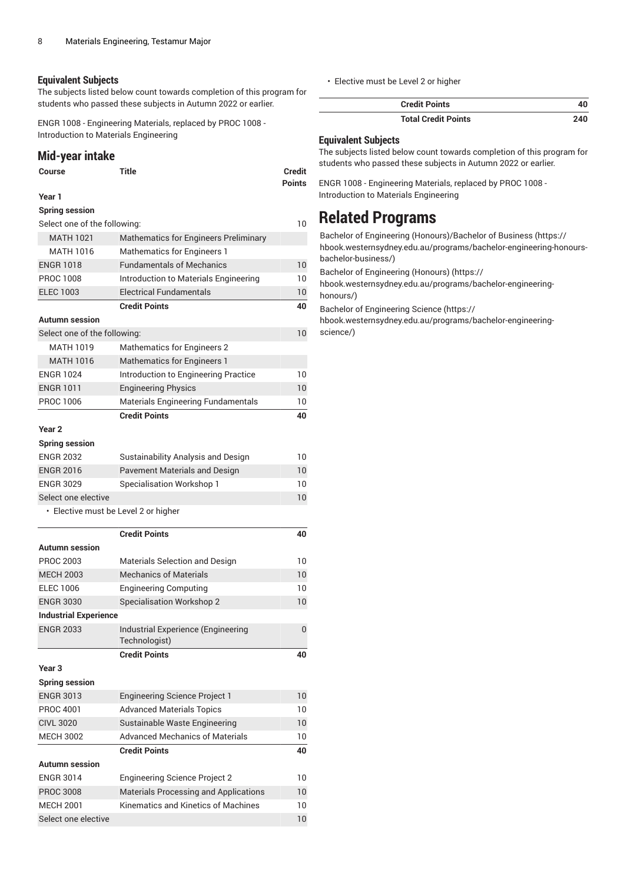### Equivalent Subjects

The subjects listed below count towards completion of this program for students who passed these subjects in Autumn 2022 or earlier.

ENGR 1008 - Engineering Materials, replaced by PROC 1008 - Introduction to Materials Engineering

## Mid-year intake

| Course | Title | Credit Points |
|---|---|---|
| **Year 1** | | |
| **Spring session** | | |
| Select one of the following: | | 10 |
| MATH 1021 | Mathematics for Engineers Preliminary | |
| MATH 1016 | Mathematics for Engineers 1 | |
| ENGR 1018 | Fundamentals of Mechanics | 10 |
| PROC 1008 | Introduction to Materials Engineering | 10 |
| ELEC 1003 | Electrical Fundamentals | 10 |
| | **Credit Points** | **40** |
| **Autumn session** | | |
| Select one of the following: | | 10 |
| MATH 1019 | Mathematics for Engineers 2 | |
| MATH 1016 | Mathematics for Engineers 1 | |
| ENGR 1024 | Introduction to Engineering Practice | 10 |
| ENGR 1011 | Engineering Physics | 10 |
| PROC 1006 | Materials Engineering Fundamentals | 10 |
| | **Credit Points** | **40** |
| **Year 2** | | |
| **Spring session** | | |
| ENGR 2032 | Sustainability Analysis and Design | 10 |
| ENGR 2016 | Pavement Materials and Design | 10 |
| ENGR 3029 | Specialisation Workshop 1 | 10 |
| Select one elective | | 10 |
| • Elective must be Level 2 or higher | | |
| | **Credit Points** | **40** |
| **Autumn session** | | |
| PROC 2003 | Materials Selection and Design | 10 |
| MECH 2003 | Mechanics of Materials | 10 |
| ELEC 1006 | Engineering Computing | 10 |
| ENGR 3030 | Specialisation Workshop 2 | 10 |
| **Industrial Experience** | | |
| ENGR 2033 | Industrial Experience (Engineering Technologist) | 0 |
| | **Credit Points** | **40** |
| **Year 3** | | |
| **Spring session** | | |
| ENGR 3013 | Engineering Science Project 1 | 10 |
| PROC 4001 | Advanced Materials Topics | 10 |
| CIVL 3020 | Sustainable Waste Engineering | 10 |
| MECH 3002 | Advanced Mechanics of Materials | 10 |
| | **Credit Points** | **40** |
| **Autumn session** | | |
| ENGR 3014 | Engineering Science Project 2 | 10 |
| PROC 3008 | Materials Processing and Applications | 10 |
| MECH 2001 | Kinematics and Kinetics of Machines | 10 |
| Select one elective | | 10 |
| • Elective must be Level 2 or higher | | |
| | **Credit Points** | **40** |
| | **Total Credit Points** | **240** |

### Equivalent Subjects

The subjects listed below count towards completion of this program for students who passed these subjects in Autumn 2022 or earlier.

ENGR 1008 - Engineering Materials, replaced by PROC 1008 - Introduction to Materials Engineering

# Related Programs

Bachelor of Engineering (Honours)/Bachelor of Business (https://hbook.westernsydney.edu.au/programs/bachelor-engineering-honours-bachelor-business/)

Bachelor of Engineering (Honours) (https://hbook.westernsydney.edu.au/programs/bachelor-engineering-honours/)

Bachelor of Engineering Science (https://hbook.westernsydney.edu.au/programs/bachelor-engineering-science/)